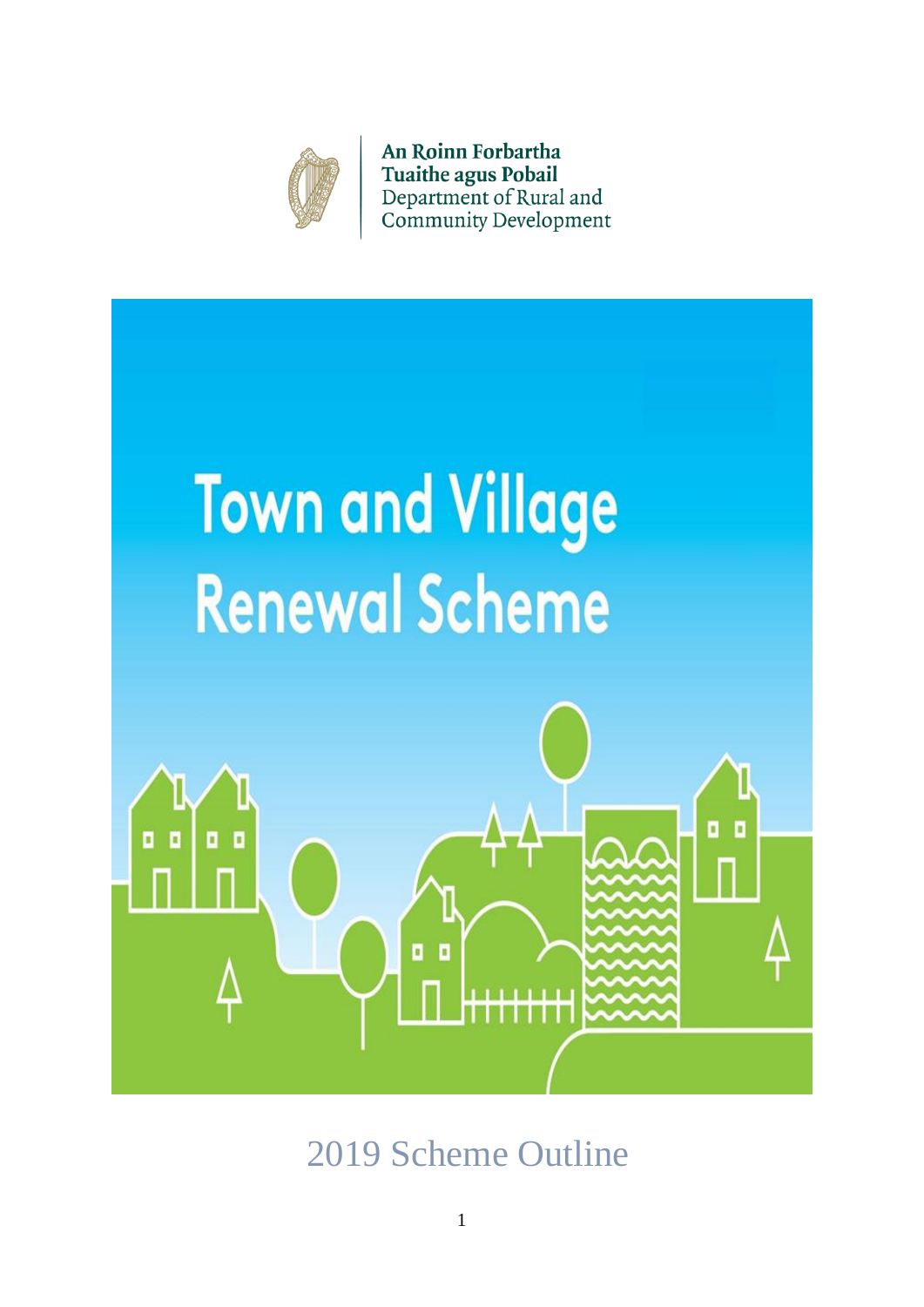An Roinn Forbartha Tuaithe agus Pobail
Department of Rural and Community Development

# Town and Village Renewal Scheme

## 2019 Scheme Outline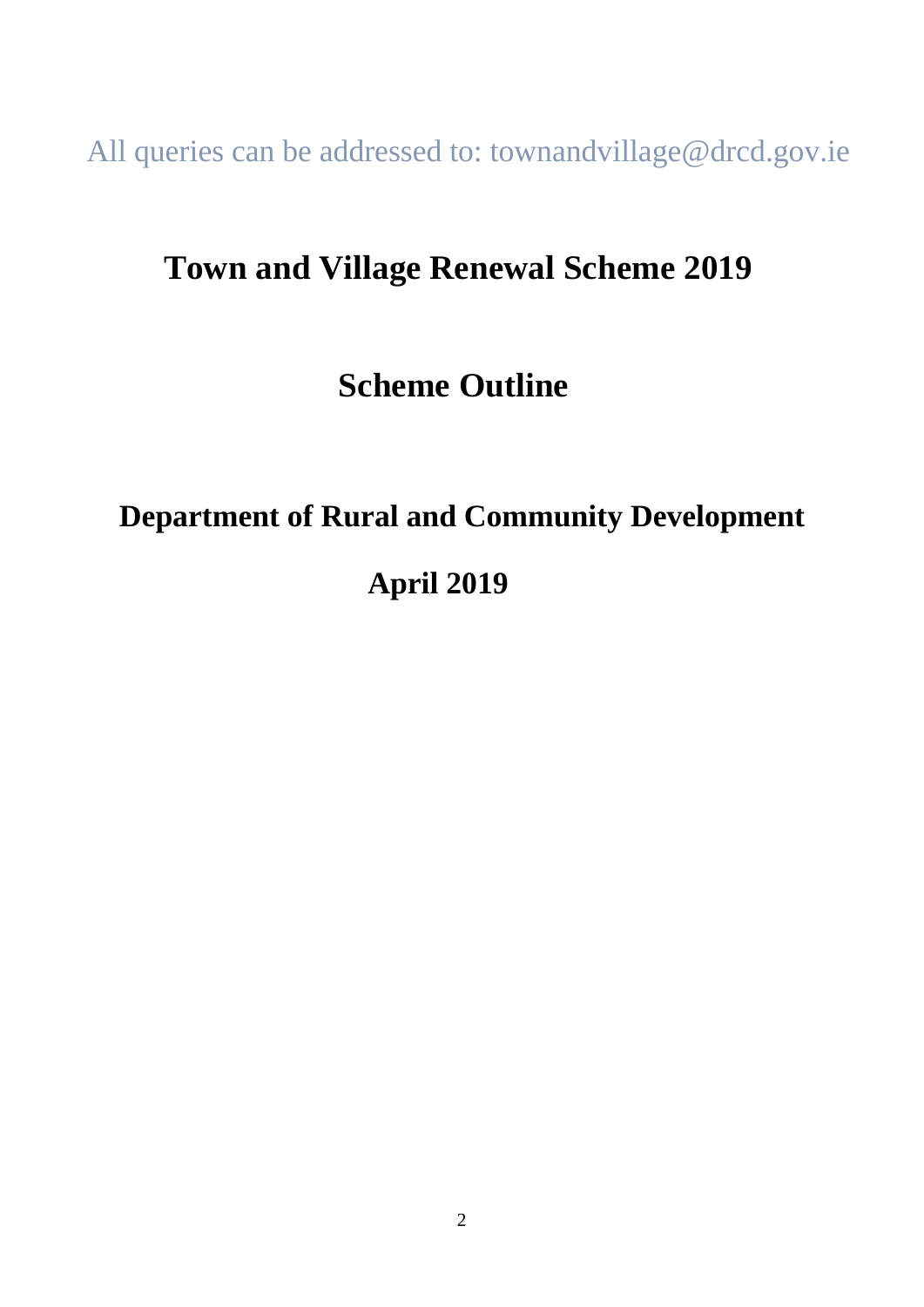All queries can be addressed to: townandvillage@drcd.gov.ie

# Town and Village Renewal Scheme 2019

# Scheme Outline

## Department of Rural and Community Development

## April 2019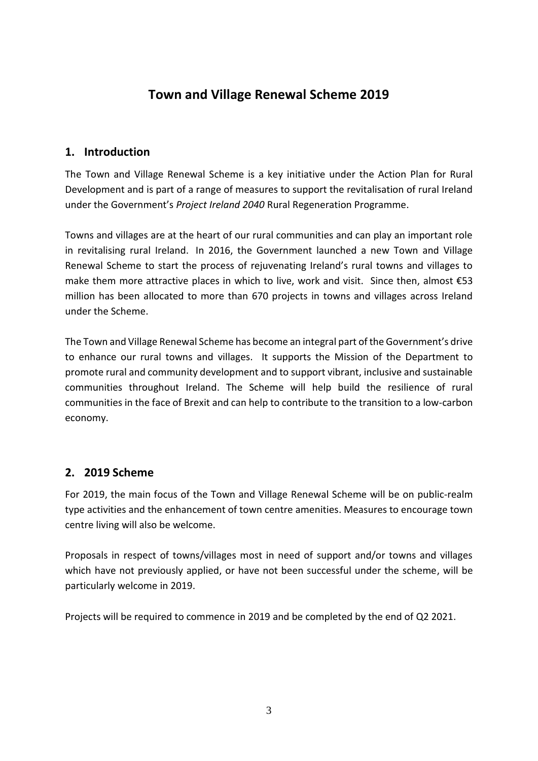# Town and Village Renewal Scheme 2019

## 1. Introduction

The Town and Village Renewal Scheme is a key initiative under the Action Plan for Rural Development and is part of a range of measures to support the revitalisation of rural Ireland under the Government's *Project Ireland 2040* Rural Regeneration Programme.

Towns and villages are at the heart of our rural communities and can play an important role in revitalising rural Ireland. In 2016, the Government launched a new Town and Village Renewal Scheme to start the process of rejuvenating Ireland's rural towns and villages to make them more attractive places in which to live, work and visit. Since then, almost €53 million has been allocated to more than 670 projects in towns and villages across Ireland under the Scheme.

The Town and Village Renewal Scheme has become an integral part of the Government's drive to enhance our rural towns and villages. It supports the Mission of the Department to promote rural and community development and to support vibrant, inclusive and sustainable communities throughout Ireland. The Scheme will help build the resilience of rural communities in the face of Brexit and can help to contribute to the transition to a low-carbon economy.

## 2. 2019 Scheme

For 2019, the main focus of the Town and Village Renewal Scheme will be on public-realm type activities and the enhancement of town centre amenities. Measures to encourage town centre living will also be welcome.

Proposals in respect of towns/villages most in need of support and/or towns and villages which have not previously applied, or have not been successful under the scheme, will be particularly welcome in 2019.

Projects will be required to commence in 2019 and be completed by the end of Q2 2021.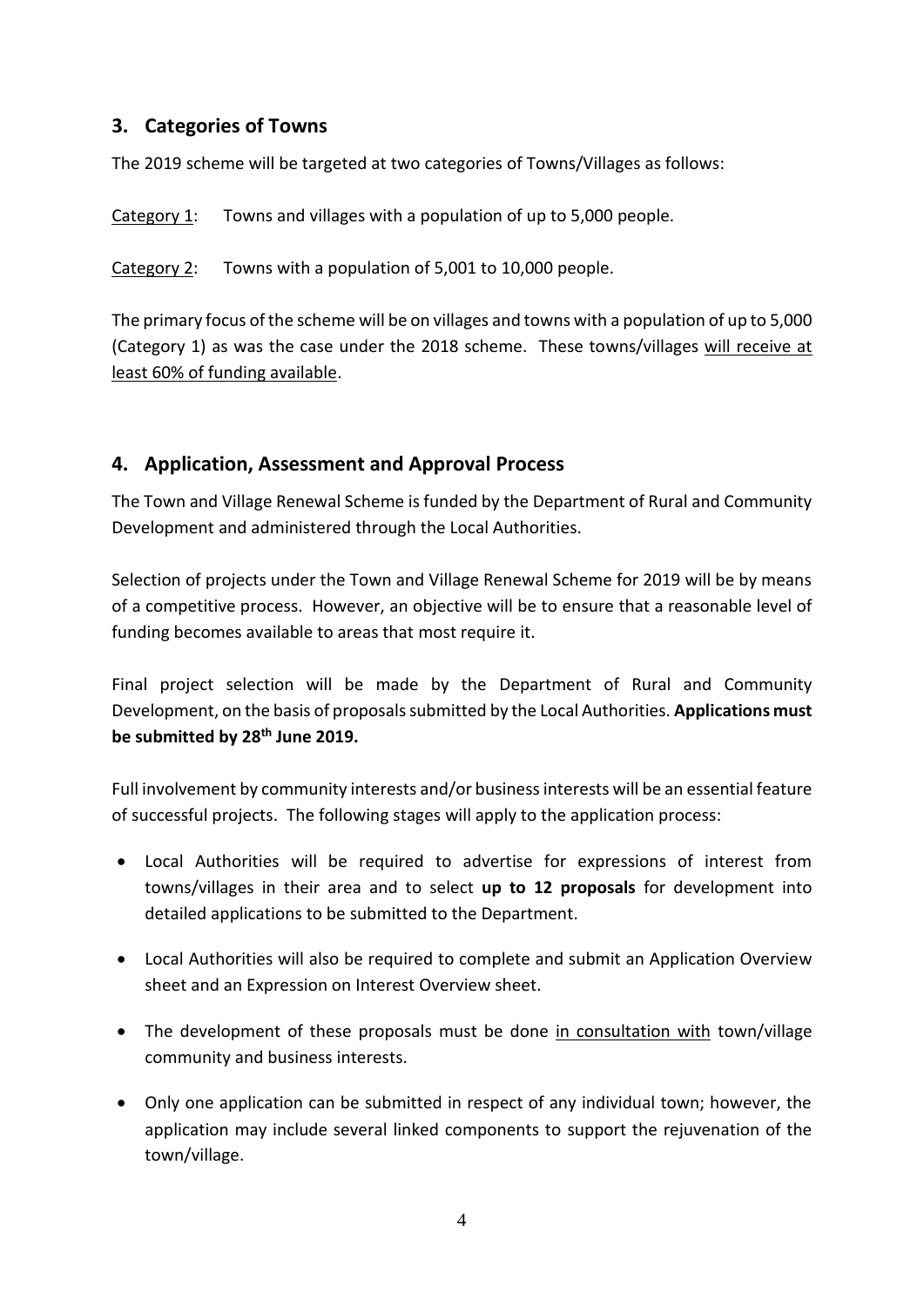## 3. Categories of Towns

The 2019 scheme will be targeted at two categories of Towns/Villages as follows:

Category 1: Towns and villages with a population of up to 5,000 people.

Category 2: Towns with a population of 5,001 to 10,000 people.

The primary focus of the scheme will be on villages and towns with a population of up to 5,000 (Category 1) as was the case under the 2018 scheme. These towns/villages will receive at least 60% of funding available.

## 4. Application, Assessment and Approval Process

The Town and Village Renewal Scheme is funded by the Department of Rural and Community Development and administered through the Local Authorities.

Selection of projects under the Town and Village Renewal Scheme for 2019 will be by means of a competitive process. However, an objective will be to ensure that a reasonable level of funding becomes available to areas that most require it.

Final project selection will be made by the Department of Rural and Community Development, on the basis of proposals submitted by the Local Authorities. **Applications must be submitted by 28th June 2019.**

Full involvement by community interests and/or business interests will be an essential feature of successful projects. The following stages will apply to the application process:

- Local Authorities will be required to advertise for expressions of interest from towns/villages in their area and to select **up to 12 proposals** for development into detailed applications to be submitted to the Department.
- Local Authorities will also be required to complete and submit an Application Overview sheet and an Expression on Interest Overview sheet.
- The development of these proposals must be done in consultation with town/village community and business interests.
- Only one application can be submitted in respect of any individual town; however, the application may include several linked components to support the rejuvenation of the town/village.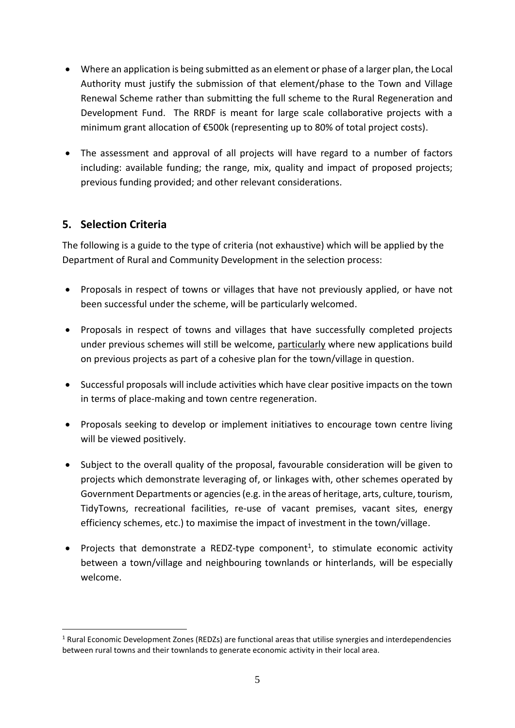- Where an application is being submitted as an element or phase of a larger plan, the Local Authority must justify the submission of that element/phase to the Town and Village Renewal Scheme rather than submitting the full scheme to the Rural Regeneration and Development Fund. The RRDF is meant for large scale collaborative projects with a minimum grant allocation of €500k (representing up to 80% of total project costs).

- The assessment and approval of all projects will have regard to a number of factors including: available funding; the range, mix, quality and impact of proposed projects; previous funding provided; and other relevant considerations.

## 5. Selection Criteria

The following is a guide to the type of criteria (not exhaustive) which will be applied by the Department of Rural and Community Development in the selection process:

- Proposals in respect of towns or villages that have not previously applied, or have not been successful under the scheme, will be particularly welcomed.

- Proposals in respect of towns and villages that have successfully completed projects under previous schemes will still be welcome, <u>particularly</u> where new applications build on previous projects as part of a cohesive plan for the town/village in question.

- Successful proposals will include activities which have clear positive impacts on the town in terms of place-making and town centre regeneration.

- Proposals seeking to develop or implement initiatives to encourage town centre living will be viewed positively.

- Subject to the overall quality of the proposal, favourable consideration will be given to projects which demonstrate leveraging of, or linkages with, other schemes operated by Government Departments or agencies (e.g. in the areas of heritage, arts, culture, tourism, TidyTowns, recreational facilities, re-use of vacant premises, vacant sites, energy efficiency schemes, etc.) to maximise the impact of investment in the town/village.

- Projects that demonstrate a REDZ-type component[1], to stimulate economic activity between a town/village and neighbouring townlands or hinterlands, will be especially welcome.

---

[1] Rural Economic Development Zones (REDZs) are functional areas that utilise synergies and interdependencies between rural towns and their townlands to generate economic activity in their local area.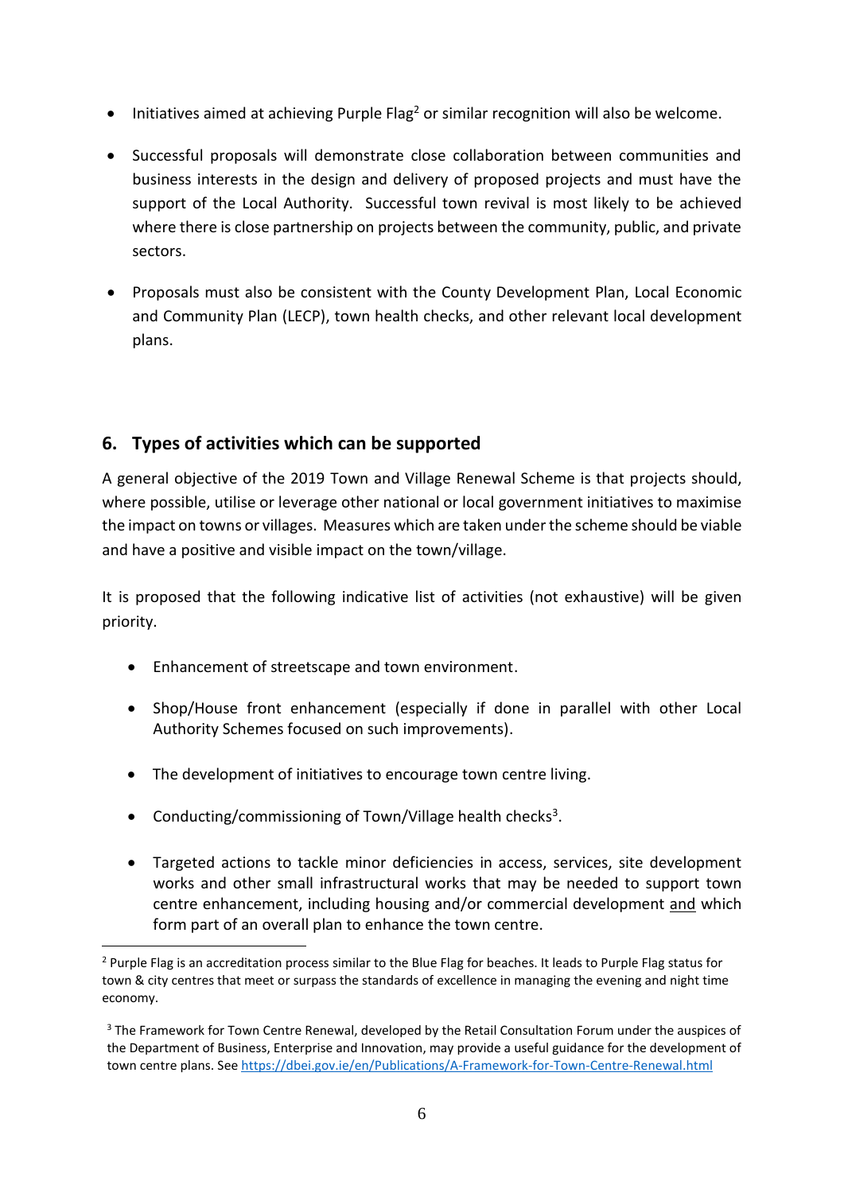- Initiatives aimed at achieving Purple Flag[2] or similar recognition will also be welcome.

- Successful proposals will demonstrate close collaboration between communities and business interests in the design and delivery of proposed projects and must have the support of the Local Authority. Successful town revival is most likely to be achieved where there is close partnership on projects between the community, public, and private sectors.

- Proposals must also be consistent with the County Development Plan, Local Economic and Community Plan (LECP), town health checks, and other relevant local development plans.

## 6. Types of activities which can be supported

A general objective of the 2019 Town and Village Renewal Scheme is that projects should, where possible, utilise or leverage other national or local government initiatives to maximise the impact on towns or villages. Measures which are taken under the scheme should be viable and have a positive and visible impact on the town/village.

It is proposed that the following indicative list of activities (not exhaustive) will be given priority.

- Enhancement of streetscape and town environment.

- Shop/House front enhancement (especially if done in parallel with other Local Authority Schemes focused on such improvements).

- The development of initiatives to encourage town centre living.

- Conducting/commissioning of Town/Village health checks[3].

- Targeted actions to tackle minor deficiencies in access, services, site development works and other small infrastructural works that may be needed to support town centre enhancement, including housing and/or commercial development and which form part of an overall plan to enhance the town centre.

---

[2] Purple Flag is an accreditation process similar to the Blue Flag for beaches. It leads to Purple Flag status for town & city centres that meet or surpass the standards of excellence in managing the evening and night time economy.

[3] The Framework for Town Centre Renewal, developed by the Retail Consultation Forum under the auspices of the Department of Business, Enterprise and Innovation, may provide a useful guidance for the development of town centre plans. See https://dbei.gov.ie/en/Publications/A-Framework-for-Town-Centre-Renewal.html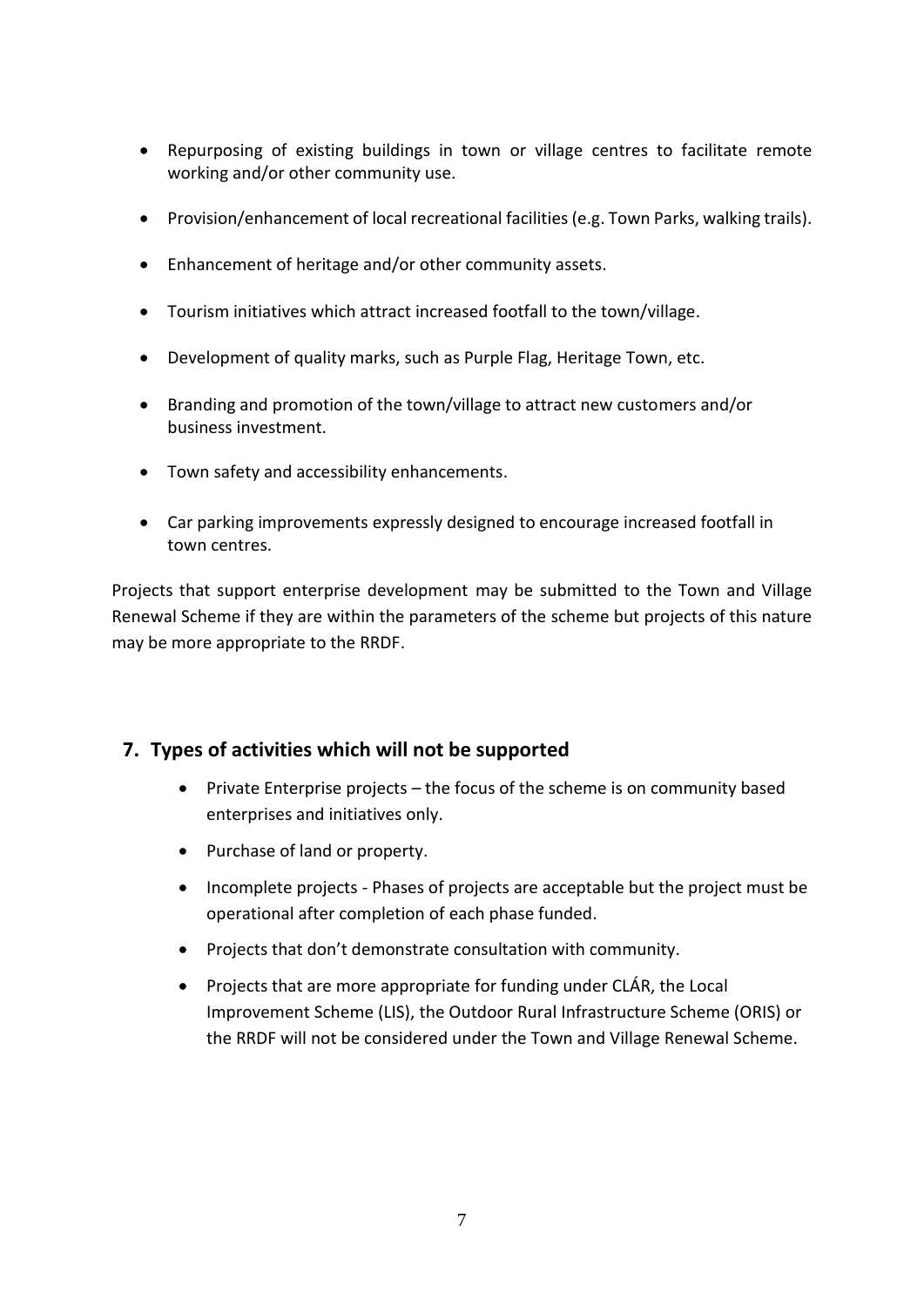- Repurposing of existing buildings in town or village centres to facilitate remote working and/or other community use.
- Provision/enhancement of local recreational facilities (e.g. Town Parks, walking trails).
- Enhancement of heritage and/or other community assets.
- Tourism initiatives which attract increased footfall to the town/village.
- Development of quality marks, such as Purple Flag, Heritage Town, etc.
- Branding and promotion of the town/village to attract new customers and/or business investment.
- Town safety and accessibility enhancements.
- Car parking improvements expressly designed to encourage increased footfall in town centres.

Projects that support enterprise development may be submitted to the Town and Village Renewal Scheme if they are within the parameters of the scheme but projects of this nature may be more appropriate to the RRDF.

## 7. Types of activities which will not be supported

- Private Enterprise projects – the focus of the scheme is on community based enterprises and initiatives only.
- Purchase of land or property.
- Incomplete projects - Phases of projects are acceptable but the project must be operational after completion of each phase funded.
- Projects that don't demonstrate consultation with community.
- Projects that are more appropriate for funding under CLÁR, the Local Improvement Scheme (LIS), the Outdoor Rural Infrastructure Scheme (ORIS) or the RRDF will not be considered under the Town and Village Renewal Scheme.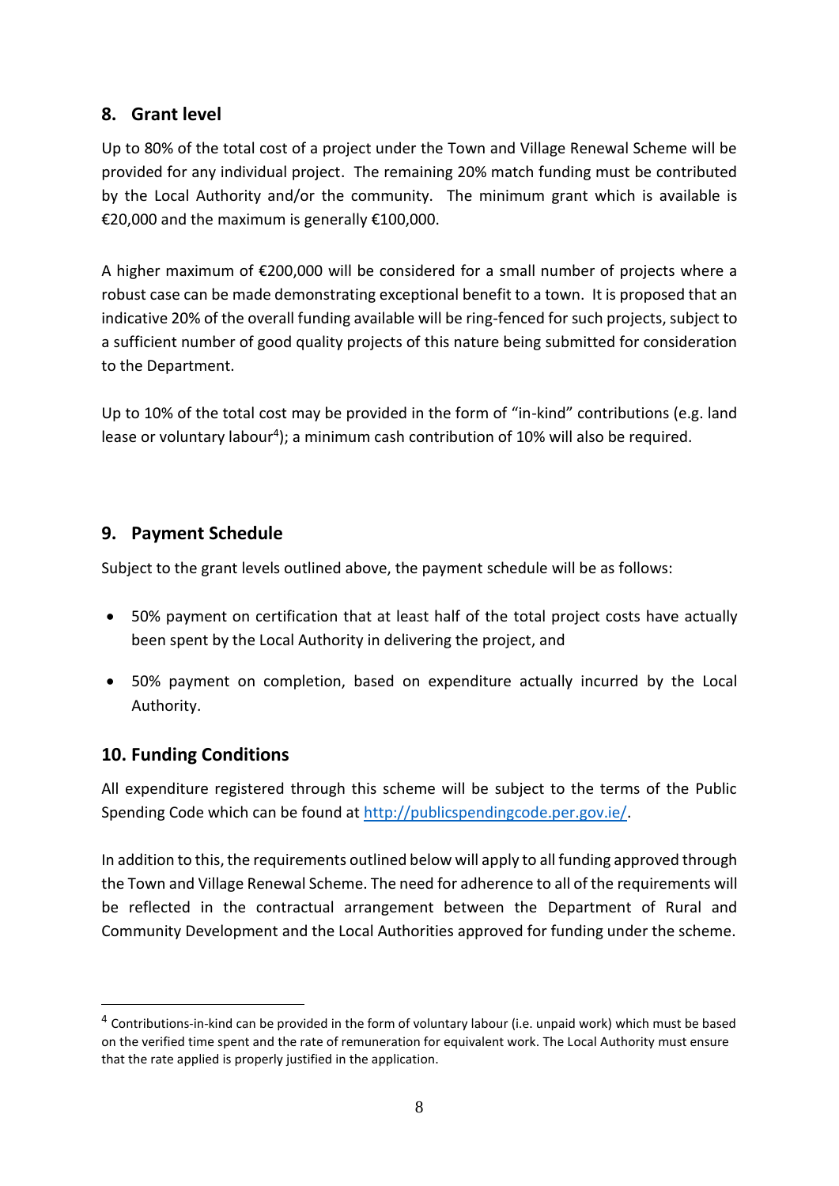## 8. Grant level

Up to 80% of the total cost of a project under the Town and Village Renewal Scheme will be provided for any individual project. The remaining 20% match funding must be contributed by the Local Authority and/or the community. The minimum grant which is available is €20,000 and the maximum is generally €100,000.

A higher maximum of €200,000 will be considered for a small number of projects where a robust case can be made demonstrating exceptional benefit to a town. It is proposed that an indicative 20% of the overall funding available will be ring-fenced for such projects, subject to a sufficient number of good quality projects of this nature being submitted for consideration to the Department.

Up to 10% of the total cost may be provided in the form of "in-kind" contributions (e.g. land lease or voluntary labour[4]); a minimum cash contribution of 10% will also be required.

## 9. Payment Schedule

Subject to the grant levels outlined above, the payment schedule will be as follows:

- 50% payment on certification that at least half of the total project costs have actually been spent by the Local Authority in delivering the project, and
- 50% payment on completion, based on expenditure actually incurred by the Local Authority.

## 10. Funding Conditions

All expenditure registered through this scheme will be subject to the terms of the Public Spending Code which can be found at http://publicspendingcode.per.gov.ie/.

In addition to this, the requirements outlined below will apply to all funding approved through the Town and Village Renewal Scheme. The need for adherence to all of the requirements will be reflected in the contractual arrangement between the Department of Rural and Community Development and the Local Authorities approved for funding under the scheme.

[4] Contributions-in-kind can be provided in the form of voluntary labour (i.e. unpaid work) which must be based on the verified time spent and the rate of remuneration for equivalent work. The Local Authority must ensure that the rate applied is properly justified in the application.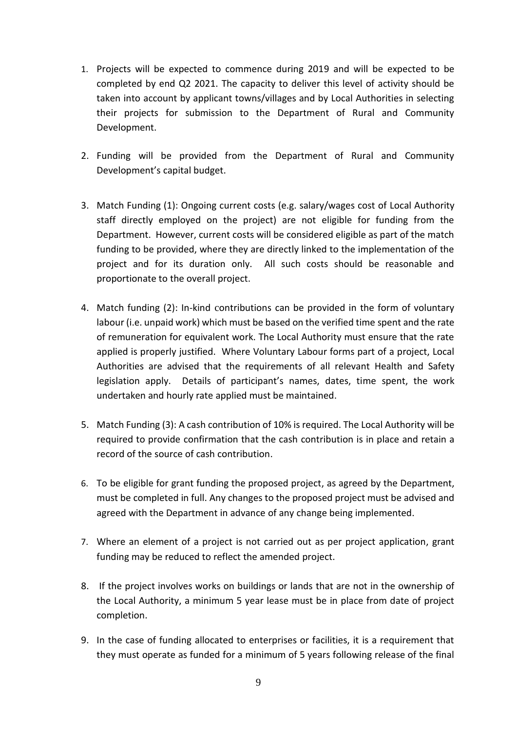1. Projects will be expected to commence during 2019 and will be expected to be completed by end Q2 2021. The capacity to deliver this level of activity should be taken into account by applicant towns/villages and by Local Authorities in selecting their projects for submission to the Department of Rural and Community Development.

2. Funding will be provided from the Department of Rural and Community Development's capital budget.

3. Match Funding (1): Ongoing current costs (e.g. salary/wages cost of Local Authority staff directly employed on the project) are not eligible for funding from the Department. However, current costs will be considered eligible as part of the match funding to be provided, where they are directly linked to the implementation of the project and for its duration only. All such costs should be reasonable and proportionate to the overall project.

4. Match funding (2): In-kind contributions can be provided in the form of voluntary labour (i.e. unpaid work) which must be based on the verified time spent and the rate of remuneration for equivalent work. The Local Authority must ensure that the rate applied is properly justified. Where Voluntary Labour forms part of a project, Local Authorities are advised that the requirements of all relevant Health and Safety legislation apply. Details of participant's names, dates, time spent, the work undertaken and hourly rate applied must be maintained.

5. Match Funding (3): A cash contribution of 10% is required. The Local Authority will be required to provide confirmation that the cash contribution is in place and retain a record of the source of cash contribution.

6. To be eligible for grant funding the proposed project, as agreed by the Department, must be completed in full. Any changes to the proposed project must be advised and agreed with the Department in advance of any change being implemented.

7. Where an element of a project is not carried out as per project application, grant funding may be reduced to reflect the amended project.

8. If the project involves works on buildings or lands that are not in the ownership of the Local Authority, a minimum 5 year lease must be in place from date of project completion.

9. In the case of funding allocated to enterprises or facilities, it is a requirement that they must operate as funded for a minimum of 5 years following release of the final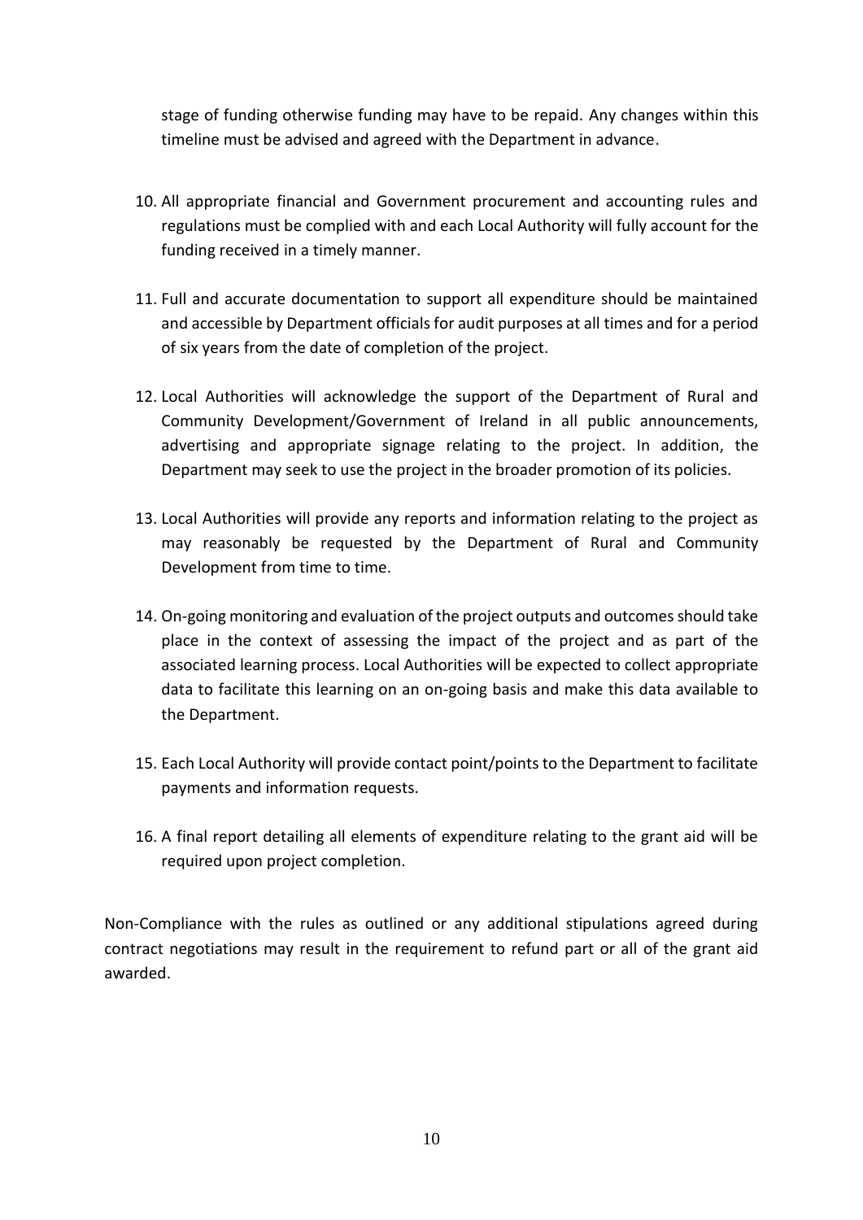stage of funding otherwise funding may have to be repaid. Any changes within this timeline must be advised and agreed with the Department in advance.

10. All appropriate financial and Government procurement and accounting rules and regulations must be complied with and each Local Authority will fully account for the funding received in a timely manner.

11. Full and accurate documentation to support all expenditure should be maintained and accessible by Department officials for audit purposes at all times and for a period of six years from the date of completion of the project.

12. Local Authorities will acknowledge the support of the Department of Rural and Community Development/Government of Ireland in all public announcements, advertising and appropriate signage relating to the project. In addition, the Department may seek to use the project in the broader promotion of its policies.

13. Local Authorities will provide any reports and information relating to the project as may reasonably be requested by the Department of Rural and Community Development from time to time.

14. On-going monitoring and evaluation of the project outputs and outcomes should take place in the context of assessing the impact of the project and as part of the associated learning process. Local Authorities will be expected to collect appropriate data to facilitate this learning on an on-going basis and make this data available to the Department.

15. Each Local Authority will provide contact point/points to the Department to facilitate payments and information requests.

16. A final report detailing all elements of expenditure relating to the grant aid will be required upon project completion.

Non-Compliance with the rules as outlined or any additional stipulations agreed during contract negotiations may result in the requirement to refund part or all of the grant aid awarded.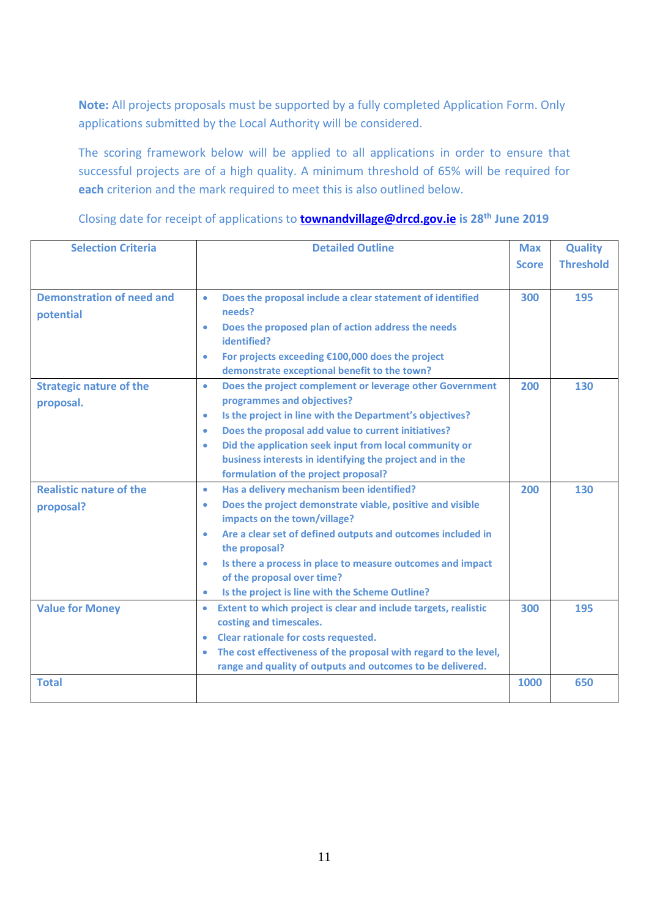**Note:** All projects proposals must be supported by a fully completed Application Form. Only applications submitted by the Local Authority will be considered.

The scoring framework below will be applied to all applications in order to ensure that successful projects are of a high quality. A minimum threshold of 65% will be required for **each** criterion and the mark required to meet this is also outlined below.

Closing date for receipt of applications to **townandvillage@drcd.gov.ie** is **28th June 2019**

| Selection Criteria | Detailed Outline | Max Score | Quality Threshold |
|---|---|---|---|
| **Demonstration of need and potential** | • **Does the proposal include a clear statement of identified needs?**<br>• **Does the proposed plan of action address the needs identified?**<br>• **For projects exceeding €100,000 does the project demonstrate exceptional benefit to the town?** | **300** | **195** |
| **Strategic nature of the proposal.** | • **Does the project complement or leverage other Government programmes and objectives?**<br>• **Is the project in line with the Department's objectives?**<br>• **Does the proposal add value to current initiatives?**<br>• **Did the application seek input from local community or business interests in identifying the project and in the formulation of the project proposal?** | **200** | **130** |
| **Realistic nature of the proposal?** | • **Has a delivery mechanism been identified?**<br>• **Does the project demonstrate viable, positive and visible impacts on the town/village?**<br>• **Are a clear set of defined outputs and outcomes included in the proposal?**<br>• **Is there a process in place to measure outcomes and impact of the proposal over time?**<br>• **Is the project is line with the Scheme Outline?** | **200** | **130** |
| **Value for Money** | • **Extent to which project is clear and include targets, realistic costing and timescales.**<br>• **Clear rationale for costs requested.**<br>• **The cost effectiveness of the proposal with regard to the level, range and quality of outputs and outcomes to be delivered.** | **300** | **195** |
| **Total** | | **1000** | **650** |